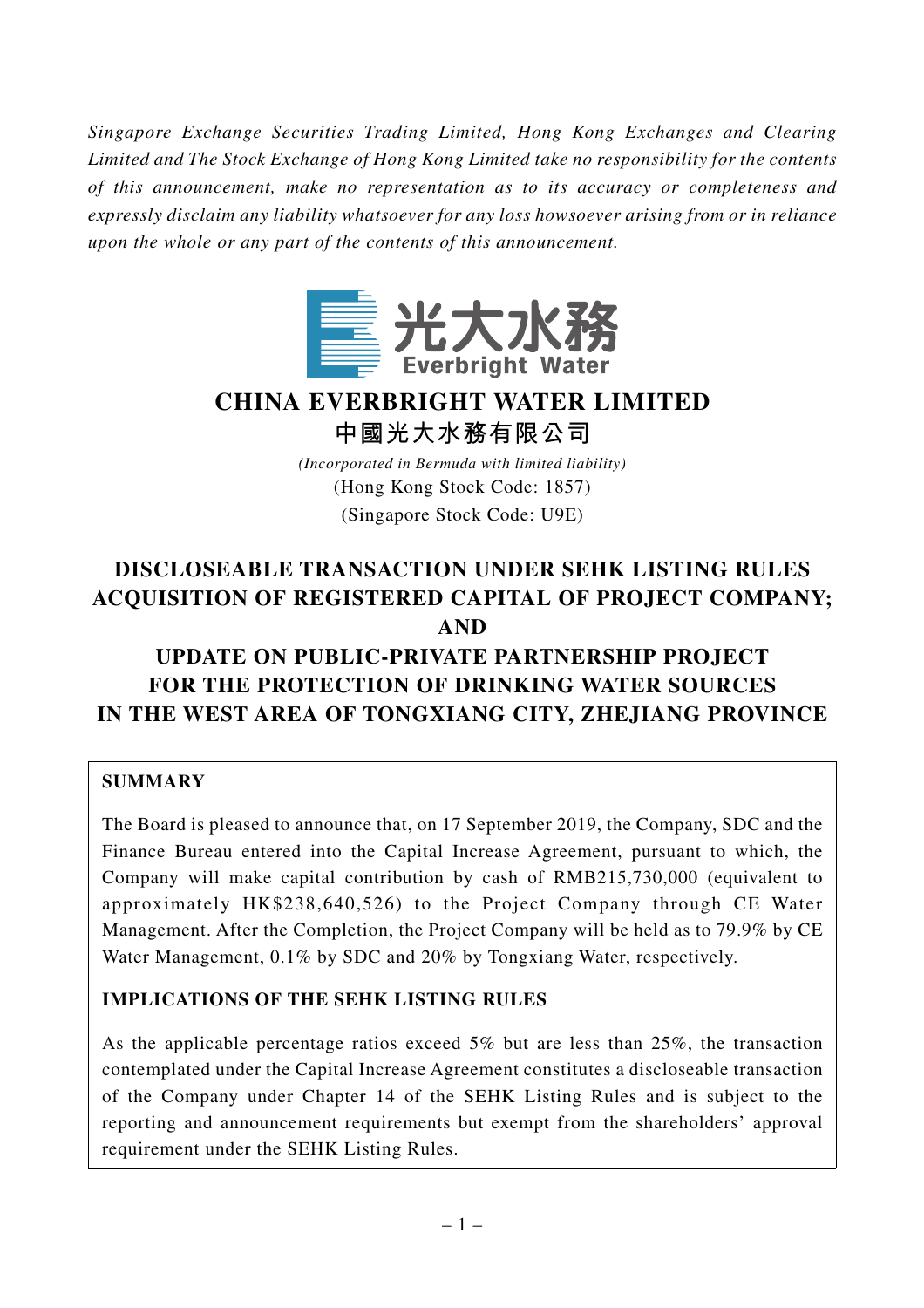*Singapore Exchange Securities Trading Limited, Hong Kong Exchanges and Clearing Limited and The Stock Exchange of Hong Kong Limited take no responsibility for the contents of this announcement, make no representation as to its accuracy or completeness and expressly disclaim any liability whatsoever for any loss howsoever arising from or in reliance upon the whole or any part of the contents of this announcement.*

光大水務
Everbright Water

# CHINA EVERBRIGHT WATER LIMITED

# 中國光大水務有限公司

*(Incorporated in Bermuda with limited liability)*
(Hong Kong Stock Code: 1857)
(Singapore Stock Code: U9E)

# DISCLOSEABLE TRANSACTION UNDER SEHK LISTING RULES ACQUISITION OF REGISTERED CAPITAL OF PROJECT COMPANY; AND UPDATE ON PUBLIC-PRIVATE PARTNERSHIP PROJECT FOR THE PROTECTION OF DRINKING WATER SOURCES IN THE WEST AREA OF TONGXIANG CITY, ZHEJIANG PROVINCE

## SUMMARY

The Board is pleased to announce that, on 17 September 2019, the Company, SDC and the Finance Bureau entered into the Capital Increase Agreement, pursuant to which, the Company will make capital contribution by cash of RMB215,730,000 (equivalent to approximately HK$238,640,526) to the Project Company through CE Water Management. After the Completion, the Project Company will be held as to 79.9% by CE Water Management, 0.1% by SDC and 20% by Tongxiang Water, respectively.

## IMPLICATIONS OF THE SEHK LISTING RULES

As the applicable percentage ratios exceed 5% but are less than 25%, the transaction contemplated under the Capital Increase Agreement constitutes a discloseable transaction of the Company under Chapter 14 of the SEHK Listing Rules and is subject to the reporting and announcement requirements but exempt from the shareholders' approval requirement under the SEHK Listing Rules.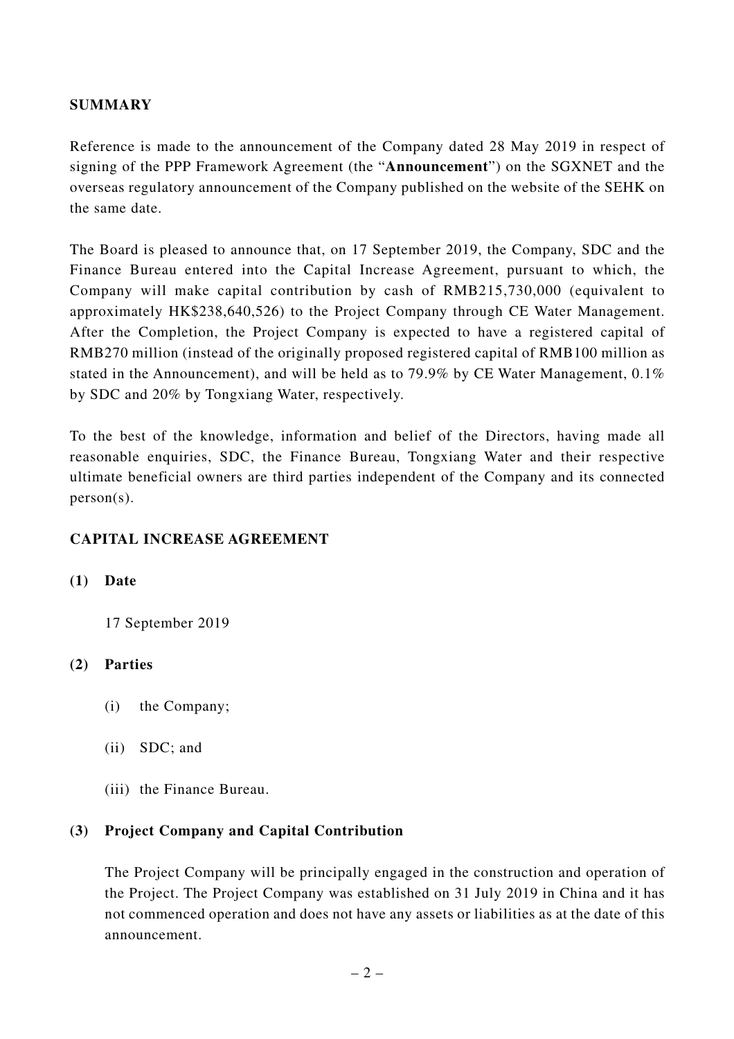## SUMMARY

Reference is made to the announcement of the Company dated 28 May 2019 in respect of signing of the PPP Framework Agreement (the "**Announcement**") on the SGXNET and the overseas regulatory announcement of the Company published on the website of the SEHK on the same date.

The Board is pleased to announce that, on 17 September 2019, the Company, SDC and the Finance Bureau entered into the Capital Increase Agreement, pursuant to which, the Company will make capital contribution by cash of RMB215,730,000 (equivalent to approximately HK$238,640,526) to the Project Company through CE Water Management. After the Completion, the Project Company is expected to have a registered capital of RMB270 million (instead of the originally proposed registered capital of RMB100 million as stated in the Announcement), and will be held as to 79.9% by CE Water Management, 0.1% by SDC and 20% by Tongxiang Water, respectively.

To the best of the knowledge, information and belief of the Directors, having made all reasonable enquiries, SDC, the Finance Bureau, Tongxiang Water and their respective ultimate beneficial owners are third parties independent of the Company and its connected person(s).

## CAPITAL INCREASE AGREEMENT

### (1) Date

17 September 2019

### (2) Parties

(i) the Company;

(ii) SDC; and

(iii) the Finance Bureau.

### (3) Project Company and Capital Contribution

The Project Company will be principally engaged in the construction and operation of the Project. The Project Company was established on 31 July 2019 in China and it has not commenced operation and does not have any assets or liabilities as at the date of this announcement.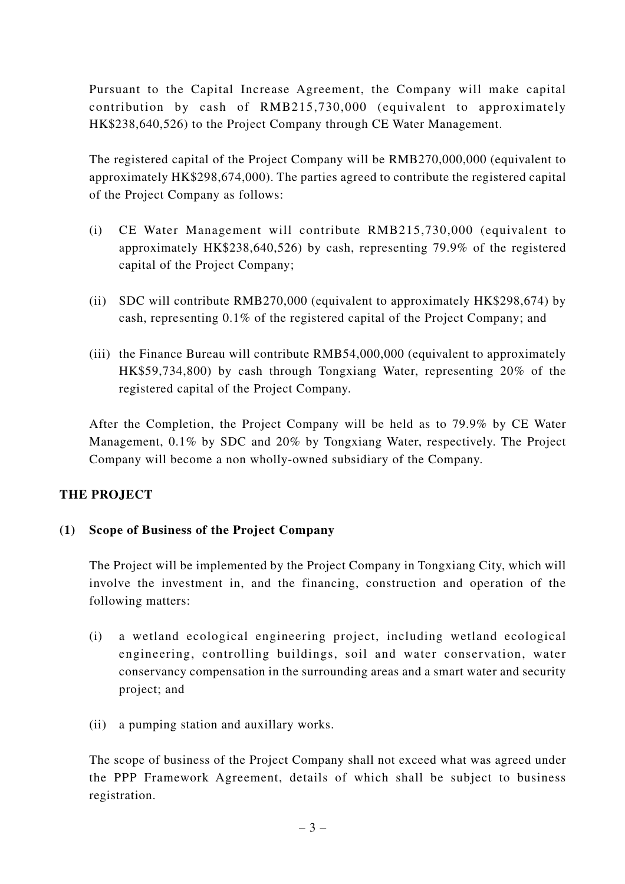Pursuant to the Capital Increase Agreement, the Company will make capital contribution by cash of RMB215,730,000 (equivalent to approximately HK$238,640,526) to the Project Company through CE Water Management.

The registered capital of the Project Company will be RMB270,000,000 (equivalent to approximately HK$298,674,000). The parties agreed to contribute the registered capital of the Project Company as follows:

(i) CE Water Management will contribute RMB215,730,000 (equivalent to approximately HK$238,640,526) by cash, representing 79.9% of the registered capital of the Project Company;

(ii) SDC will contribute RMB270,000 (equivalent to approximately HK$298,674) by cash, representing 0.1% of the registered capital of the Project Company; and

(iii) the Finance Bureau will contribute RMB54,000,000 (equivalent to approximately HK$59,734,800) by cash through Tongxiang Water, representing 20% of the registered capital of the Project Company.

After the Completion, the Project Company will be held as to 79.9% by CE Water Management, 0.1% by SDC and 20% by Tongxiang Water, respectively. The Project Company will become a non wholly-owned subsidiary of the Company.

## THE PROJECT

### (1) Scope of Business of the Project Company

The Project will be implemented by the Project Company in Tongxiang City, which will involve the investment in, and the financing, construction and operation of the following matters:

(i) a wetland ecological engineering project, including wetland ecological engineering, controlling buildings, soil and water conservation, water conservancy compensation in the surrounding areas and a smart water and security project; and

(ii) a pumping station and auxillary works.

The scope of business of the Project Company shall not exceed what was agreed under the PPP Framework Agreement, details of which shall be subject to business registration.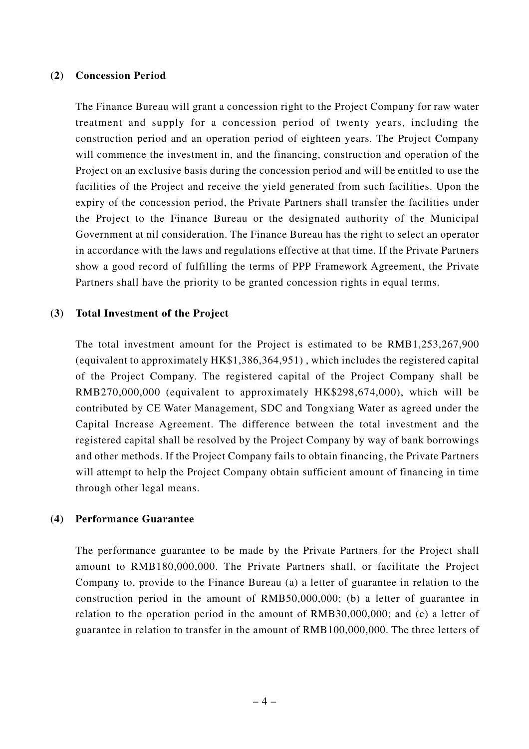**(2) Concession Period**

The Finance Bureau will grant a concession right to the Project Company for raw water treatment and supply for a concession period of twenty years, including the construction period and an operation period of eighteen years. The Project Company will commence the investment in, and the financing, construction and operation of the Project on an exclusive basis during the concession period and will be entitled to use the facilities of the Project and receive the yield generated from such facilities. Upon the expiry of the concession period, the Private Partners shall transfer the facilities under the Project to the Finance Bureau or the designated authority of the Municipal Government at nil consideration. The Finance Bureau has the right to select an operator in accordance with the laws and regulations effective at that time. If the Private Partners show a good record of fulfilling the terms of PPP Framework Agreement, the Private Partners shall have the priority to be granted concession rights in equal terms.

**(3) Total Investment of the Project**

The total investment amount for the Project is estimated to be RMB1,253,267,900 (equivalent to approximately HK$1,386,364,951) , which includes the registered capital of the Project Company. The registered capital of the Project Company shall be RMB270,000,000 (equivalent to approximately HK$298,674,000), which will be contributed by CE Water Management, SDC and Tongxiang Water as agreed under the Capital Increase Agreement. The difference between the total investment and the registered capital shall be resolved by the Project Company by way of bank borrowings and other methods. If the Project Company fails to obtain financing, the Private Partners will attempt to help the Project Company obtain sufficient amount of financing in time through other legal means.

**(4) Performance Guarantee**

The performance guarantee to be made by the Private Partners for the Project shall amount to RMB180,000,000. The Private Partners shall, or facilitate the Project Company to, provide to the Finance Bureau (a) a letter of guarantee in relation to the construction period in the amount of RMB50,000,000; (b) a letter of guarantee in relation to the operation period in the amount of RMB30,000,000; and (c) a letter of guarantee in relation to transfer in the amount of RMB100,000,000. The three letters of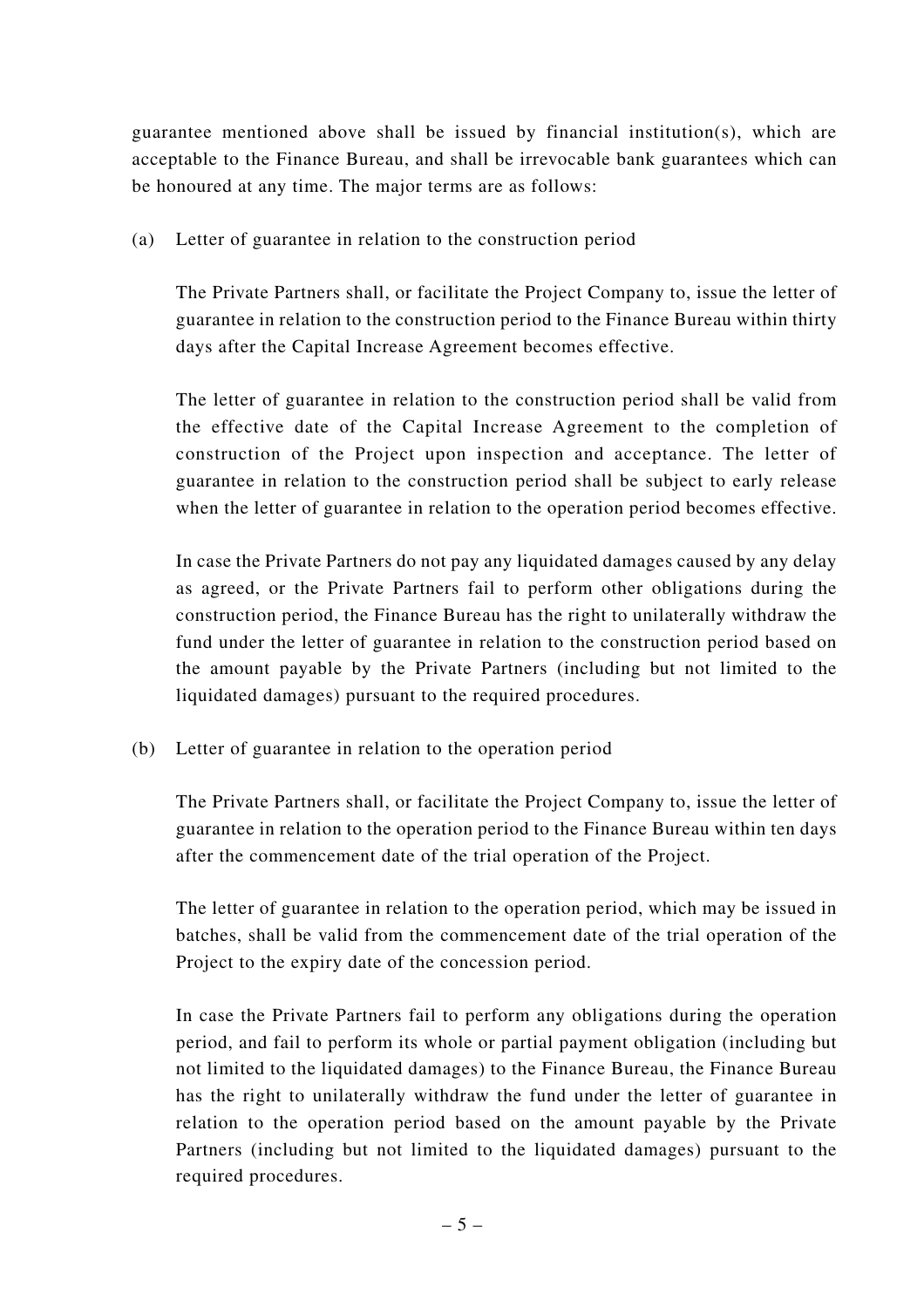guarantee mentioned above shall be issued by financial institution(s), which are acceptable to the Finance Bureau, and shall be irrevocable bank guarantees which can be honoured at any time. The major terms are as follows:

(a) Letter of guarantee in relation to the construction period

The Private Partners shall, or facilitate the Project Company to, issue the letter of guarantee in relation to the construction period to the Finance Bureau within thirty days after the Capital Increase Agreement becomes effective.

The letter of guarantee in relation to the construction period shall be valid from the effective date of the Capital Increase Agreement to the completion of construction of the Project upon inspection and acceptance. The letter of guarantee in relation to the construction period shall be subject to early release when the letter of guarantee in relation to the operation period becomes effective.

In case the Private Partners do not pay any liquidated damages caused by any delay as agreed, or the Private Partners fail to perform other obligations during the construction period, the Finance Bureau has the right to unilaterally withdraw the fund under the letter of guarantee in relation to the construction period based on the amount payable by the Private Partners (including but not limited to the liquidated damages) pursuant to the required procedures.

(b) Letter of guarantee in relation to the operation period

The Private Partners shall, or facilitate the Project Company to, issue the letter of guarantee in relation to the operation period to the Finance Bureau within ten days after the commencement date of the trial operation of the Project.

The letter of guarantee in relation to the operation period, which may be issued in batches, shall be valid from the commencement date of the trial operation of the Project to the expiry date of the concession period.

In case the Private Partners fail to perform any obligations during the operation period, and fail to perform its whole or partial payment obligation (including but not limited to the liquidated damages) to the Finance Bureau, the Finance Bureau has the right to unilaterally withdraw the fund under the letter of guarantee in relation to the operation period based on the amount payable by the Private Partners (including but not limited to the liquidated damages) pursuant to the required procedures.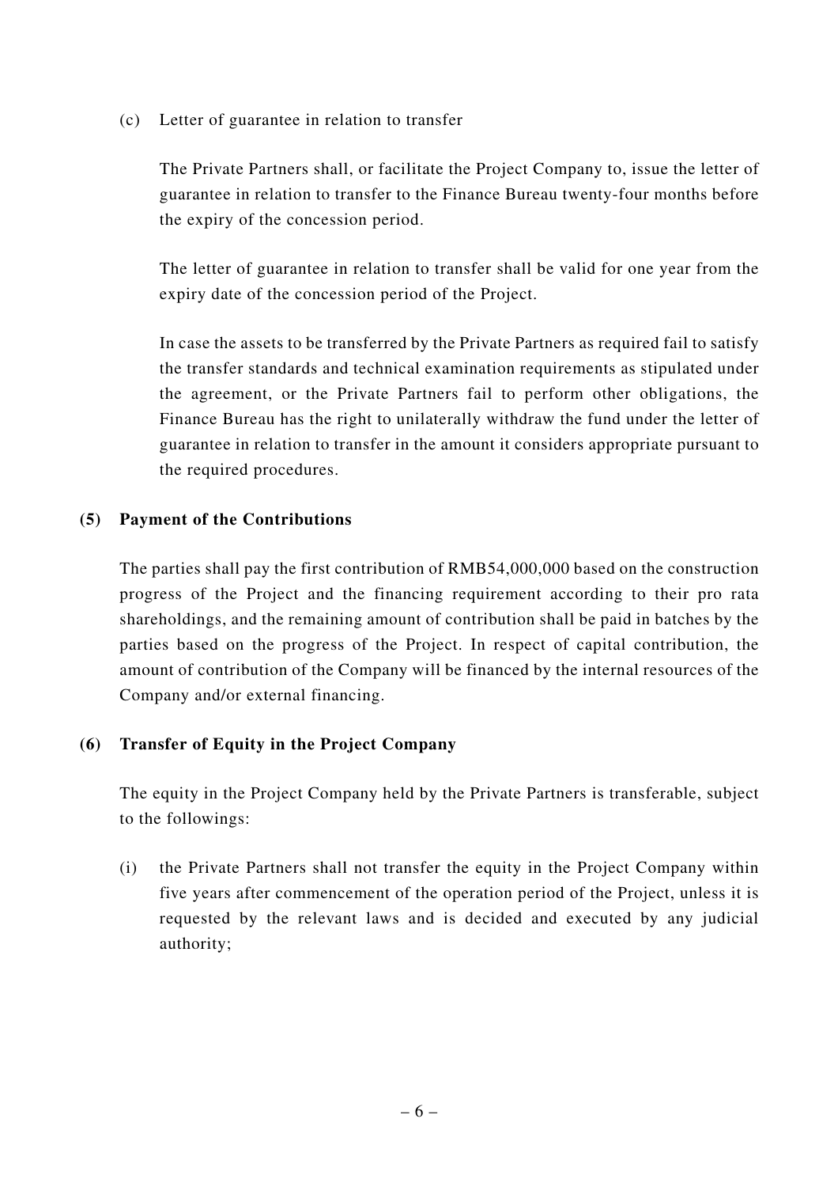(c) Letter of guarantee in relation to transfer

The Private Partners shall, or facilitate the Project Company to, issue the letter of guarantee in relation to transfer to the Finance Bureau twenty-four months before the expiry of the concession period.

The letter of guarantee in relation to transfer shall be valid for one year from the expiry date of the concession period of the Project.

In case the assets to be transferred by the Private Partners as required fail to satisfy the transfer standards and technical examination requirements as stipulated under the agreement, or the Private Partners fail to perform other obligations, the Finance Bureau has the right to unilaterally withdraw the fund under the letter of guarantee in relation to transfer in the amount it considers appropriate pursuant to the required procedures.

**(5) Payment of the Contributions**

The parties shall pay the first contribution of RMB54,000,000 based on the construction progress of the Project and the financing requirement according to their pro rata shareholdings, and the remaining amount of contribution shall be paid in batches by the parties based on the progress of the Project. In respect of capital contribution, the amount of contribution of the Company will be financed by the internal resources of the Company and/or external financing.

**(6) Transfer of Equity in the Project Company**

The equity in the Project Company held by the Private Partners is transferable, subject to the followings:

(i) the Private Partners shall not transfer the equity in the Project Company within five years after commencement of the operation period of the Project, unless it is requested by the relevant laws and is decided and executed by any judicial authority;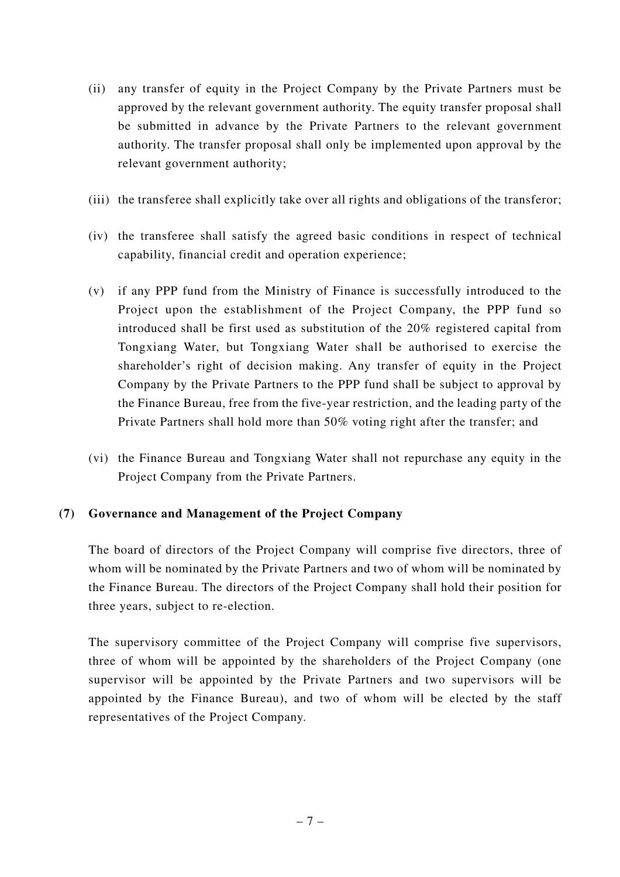(ii) any transfer of equity in the Project Company by the Private Partners must be approved by the relevant government authority. The equity transfer proposal shall be submitted in advance by the Private Partners to the relevant government authority. The transfer proposal shall only be implemented upon approval by the relevant government authority;

(iii) the transferee shall explicitly take over all rights and obligations of the transferor;

(iv) the transferee shall satisfy the agreed basic conditions in respect of technical capability, financial credit and operation experience;

(v) if any PPP fund from the Ministry of Finance is successfully introduced to the Project upon the establishment of the Project Company, the PPP fund so introduced shall be first used as substitution of the 20% registered capital from Tongxiang Water, but Tongxiang Water shall be authorised to exercise the shareholder's right of decision making. Any transfer of equity in the Project Company by the Private Partners to the PPP fund shall be subject to approval by the Finance Bureau, free from the five-year restriction, and the leading party of the Private Partners shall hold more than 50% voting right after the transfer; and

(vi) the Finance Bureau and Tongxiang Water shall not repurchase any equity in the Project Company from the Private Partners.

**(7) Governance and Management of the Project Company**

The board of directors of the Project Company will comprise five directors, three of whom will be nominated by the Private Partners and two of whom will be nominated by the Finance Bureau. The directors of the Project Company shall hold their position for three years, subject to re-election.

The supervisory committee of the Project Company will comprise five supervisors, three of whom will be appointed by the shareholders of the Project Company (one supervisor will be appointed by the Private Partners and two supervisors will be appointed by the Finance Bureau), and two of whom will be elected by the staff representatives of the Project Company.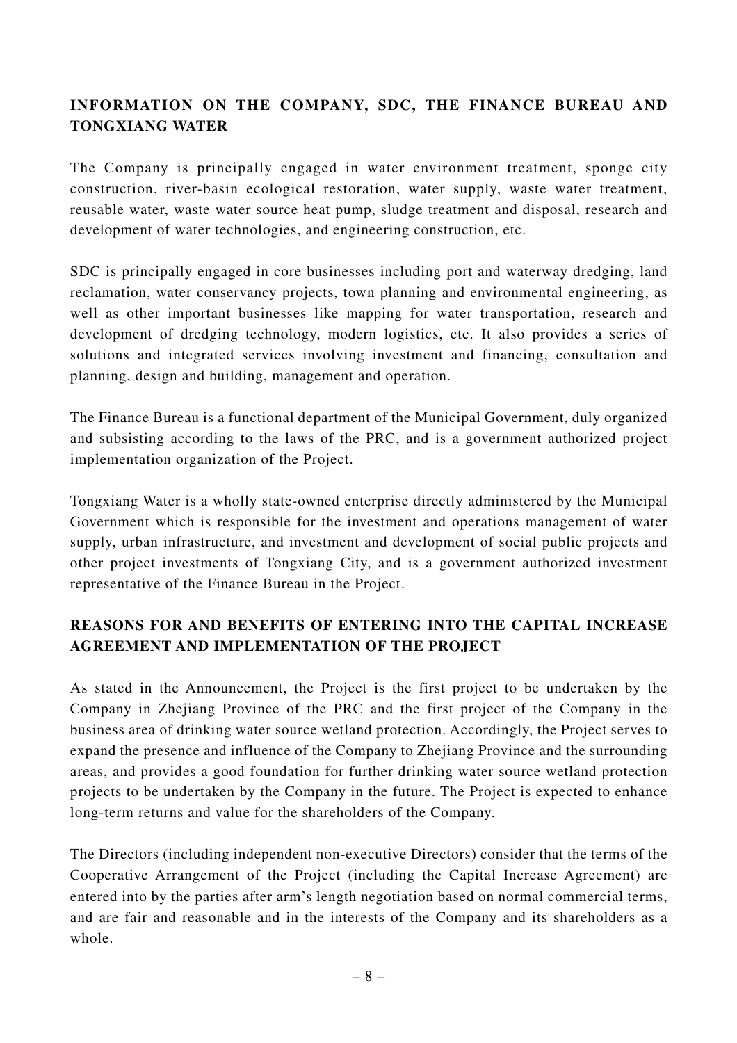## INFORMATION ON THE COMPANY, SDC, THE FINANCE BUREAU AND TONGXIANG WATER

The Company is principally engaged in water environment treatment, sponge city construction, river-basin ecological restoration, water supply, waste water treatment, reusable water, waste water source heat pump, sludge treatment and disposal, research and development of water technologies, and engineering construction, etc.

SDC is principally engaged in core businesses including port and waterway dredging, land reclamation, water conservancy projects, town planning and environmental engineering, as well as other important businesses like mapping for water transportation, research and development of dredging technology, modern logistics, etc. It also provides a series of solutions and integrated services involving investment and financing, consultation and planning, design and building, management and operation.

The Finance Bureau is a functional department of the Municipal Government, duly organized and subsisting according to the laws of the PRC, and is a government authorized project implementation organization of the Project.

Tongxiang Water is a wholly state-owned enterprise directly administered by the Municipal Government which is responsible for the investment and operations management of water supply, urban infrastructure, and investment and development of social public projects and other project investments of Tongxiang City, and is a government authorized investment representative of the Finance Bureau in the Project.

## REASONS FOR AND BENEFITS OF ENTERING INTO THE CAPITAL INCREASE AGREEMENT AND IMPLEMENTATION OF THE PROJECT

As stated in the Announcement, the Project is the first project to be undertaken by the Company in Zhejiang Province of the PRC and the first project of the Company in the business area of drinking water source wetland protection. Accordingly, the Project serves to expand the presence and influence of the Company to Zhejiang Province and the surrounding areas, and provides a good foundation for further drinking water source wetland protection projects to be undertaken by the Company in the future. The Project is expected to enhance long-term returns and value for the shareholders of the Company.

The Directors (including independent non-executive Directors) consider that the terms of the Cooperative Arrangement of the Project (including the Capital Increase Agreement) are entered into by the parties after arm's length negotiation based on normal commercial terms, and are fair and reasonable and in the interests of the Company and its shareholders as a whole.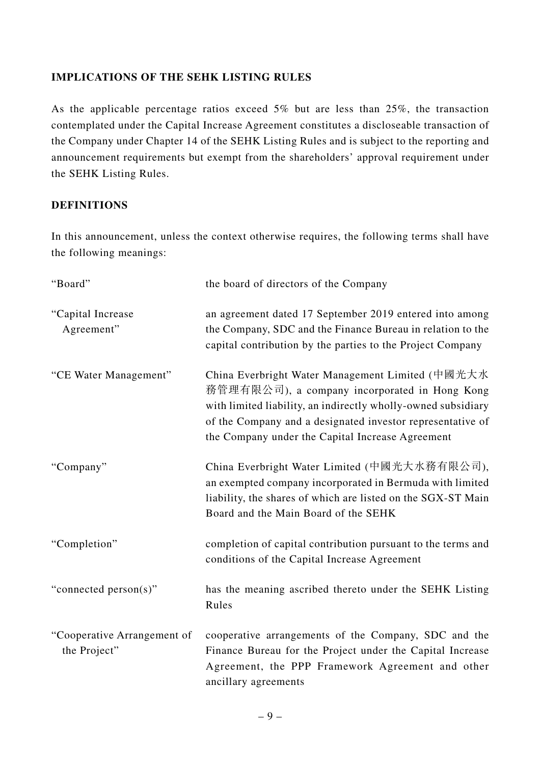## IMPLICATIONS OF THE SEHK LISTING RULES

As the applicable percentage ratios exceed 5% but are less than 25%, the transaction contemplated under the Capital Increase Agreement constitutes a discloseable transaction of the Company under Chapter 14 of the SEHK Listing Rules and is subject to the reporting and announcement requirements but exempt from the shareholders' approval requirement under the SEHK Listing Rules.

## DEFINITIONS

In this announcement, unless the context otherwise requires, the following terms shall have the following meanings:

| | |
|---|---|
| "Board" | the board of directors of the Company |
| "Capital Increase Agreement" | an agreement dated 17 September 2019 entered into among the Company, SDC and the Finance Bureau in relation to the capital contribution by the parties to the Project Company |
| "CE Water Management" | China Everbright Water Management Limited (中國光大水務管理有限公司), a company incorporated in Hong Kong with limited liability, an indirectly wholly-owned subsidiary of the Company and a designated investor representative of the Company under the Capital Increase Agreement |
| "Company" | China Everbright Water Limited (中國光大水務有限公司), an exempted company incorporated in Bermuda with limited liability, the shares of which are listed on the SGX-ST Main Board and the Main Board of the SEHK |
| "Completion" | completion of capital contribution pursuant to the terms and conditions of the Capital Increase Agreement |
| "connected person(s)" | has the meaning ascribed thereto under the SEHK Listing Rules |
| "Cooperative Arrangement of the Project" | cooperative arrangements of the Company, SDC and the Finance Bureau for the Project under the Capital Increase Agreement, the PPP Framework Agreement and other ancillary agreements |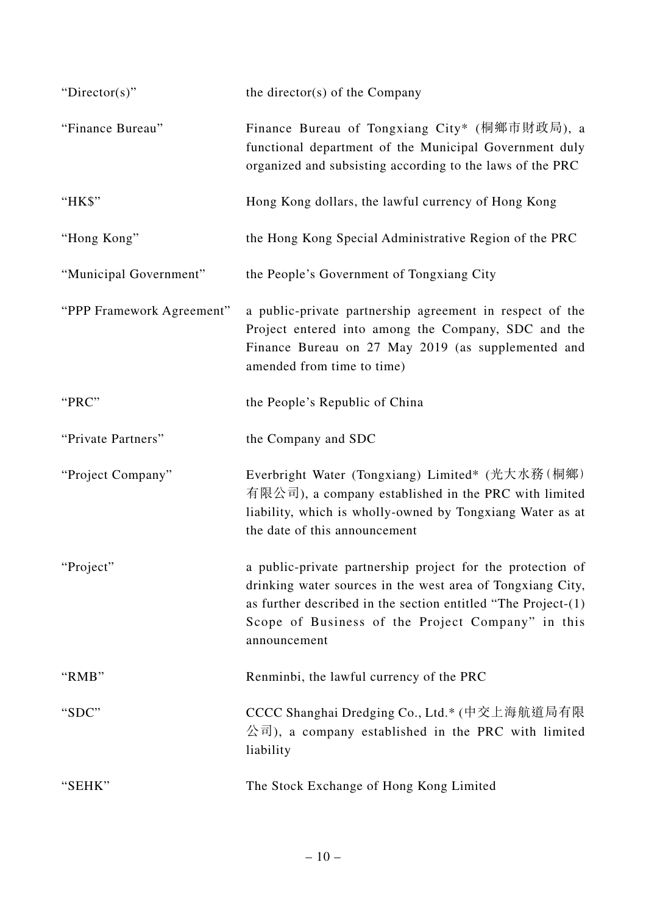| | |
|---|---|
| "Director(s)" | the director(s) of the Company |
| "Finance Bureau" | Finance Bureau of Tongxiang City* (桐鄉市財政局), a functional department of the Municipal Government duly organized and subsisting according to the laws of the PRC |
| "HK$" | Hong Kong dollars, the lawful currency of Hong Kong |
| "Hong Kong" | the Hong Kong Special Administrative Region of the PRC |
| "Municipal Government" | the People's Government of Tongxiang City |
| "PPP Framework Agreement" | a public-private partnership agreement in respect of the Project entered into among the Company, SDC and the Finance Bureau on 27 May 2019 (as supplemented and amended from time to time) |
| "PRC" | the People's Republic of China |
| "Private Partners" | the Company and SDC |
| "Project Company" | Everbright Water (Tongxiang) Limited* (光大水務(桐鄉)有限公司), a company established in the PRC with limited liability, which is wholly-owned by Tongxiang Water as at the date of this announcement |
| "Project" | a public-private partnership project for the protection of drinking water sources in the west area of Tongxiang City, as further described in the section entitled "The Project-(1) Scope of Business of the Project Company" in this announcement |
| "RMB" | Renminbi, the lawful currency of the PRC |
| "SDC" | CCCC Shanghai Dredging Co., Ltd.* (中交上海航道局有限公司), a company established in the PRC with limited liability |
| "SEHK" | The Stock Exchange of Hong Kong Limited |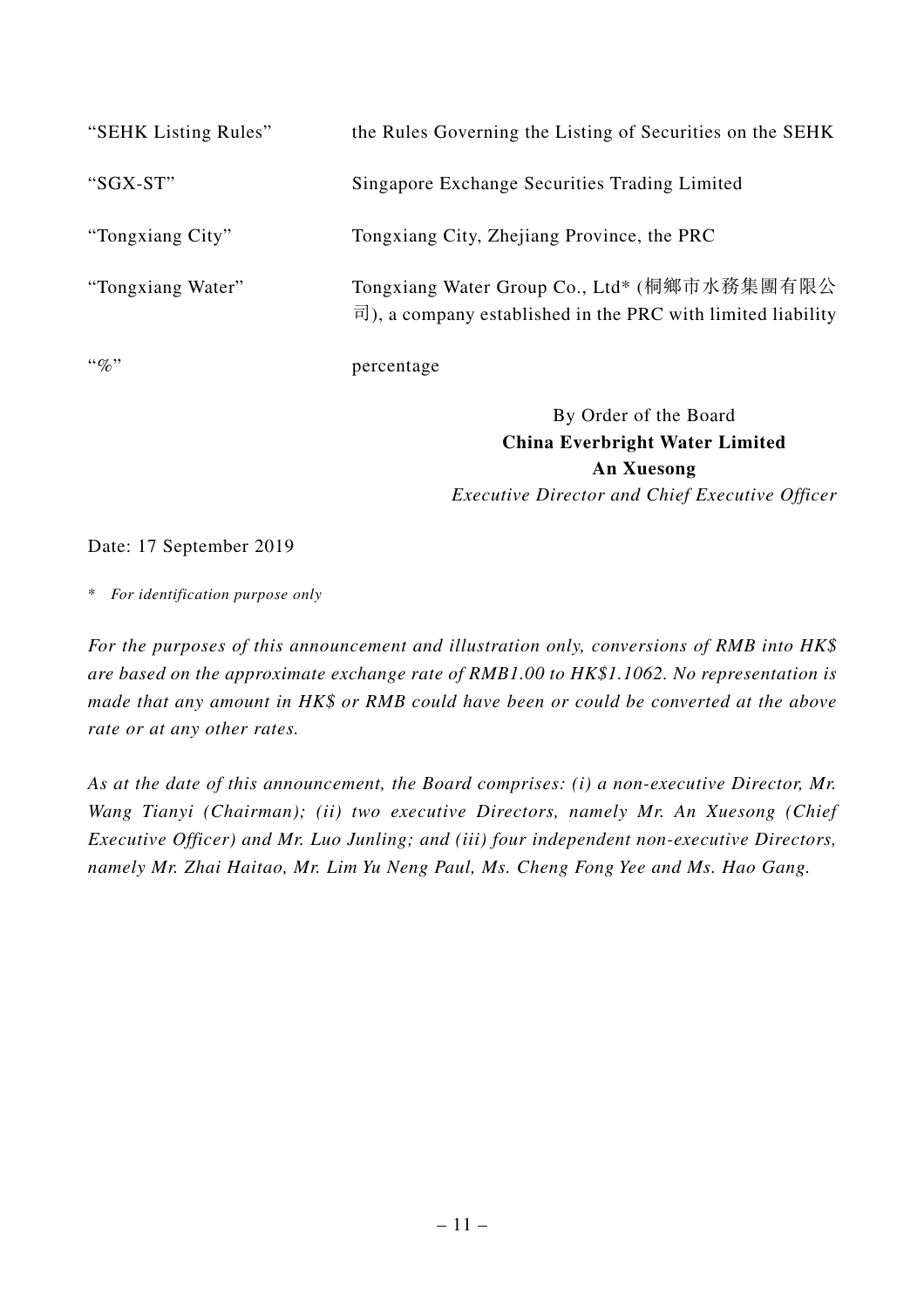| | |
|---|---|
| "SEHK Listing Rules" | the Rules Governing the Listing of Securities on the SEHK |
| "SGX-ST" | Singapore Exchange Securities Trading Limited |
| "Tongxiang City" | Tongxiang City, Zhejiang Province, the PRC |
| "Tongxiang Water" | Tongxiang Water Group Co., Ltd* (桐鄉市水務集團有限公司), a company established in the PRC with limited liability |
| "%" | percentage |

By Order of the Board
**China Everbright Water Limited**
**An Xuesong**
*Executive Director and Chief Executive Officer*

Date: 17 September 2019

\* *For identification purpose only*

*For the purposes of this announcement and illustration only, conversions of RMB into HK$ are based on the approximate exchange rate of RMB1.00 to HK$1.1062. No representation is made that any amount in HK$ or RMB could have been or could be converted at the above rate or at any other rates.*

*As at the date of this announcement, the Board comprises: (i) a non-executive Director, Mr. Wang Tianyi (Chairman); (ii) two executive Directors, namely Mr. An Xuesong (Chief Executive Officer) and Mr. Luo Junling; and (iii) four independent non-executive Directors, namely Mr. Zhai Haitao, Mr. Lim Yu Neng Paul, Ms. Cheng Fong Yee and Ms. Hao Gang.*